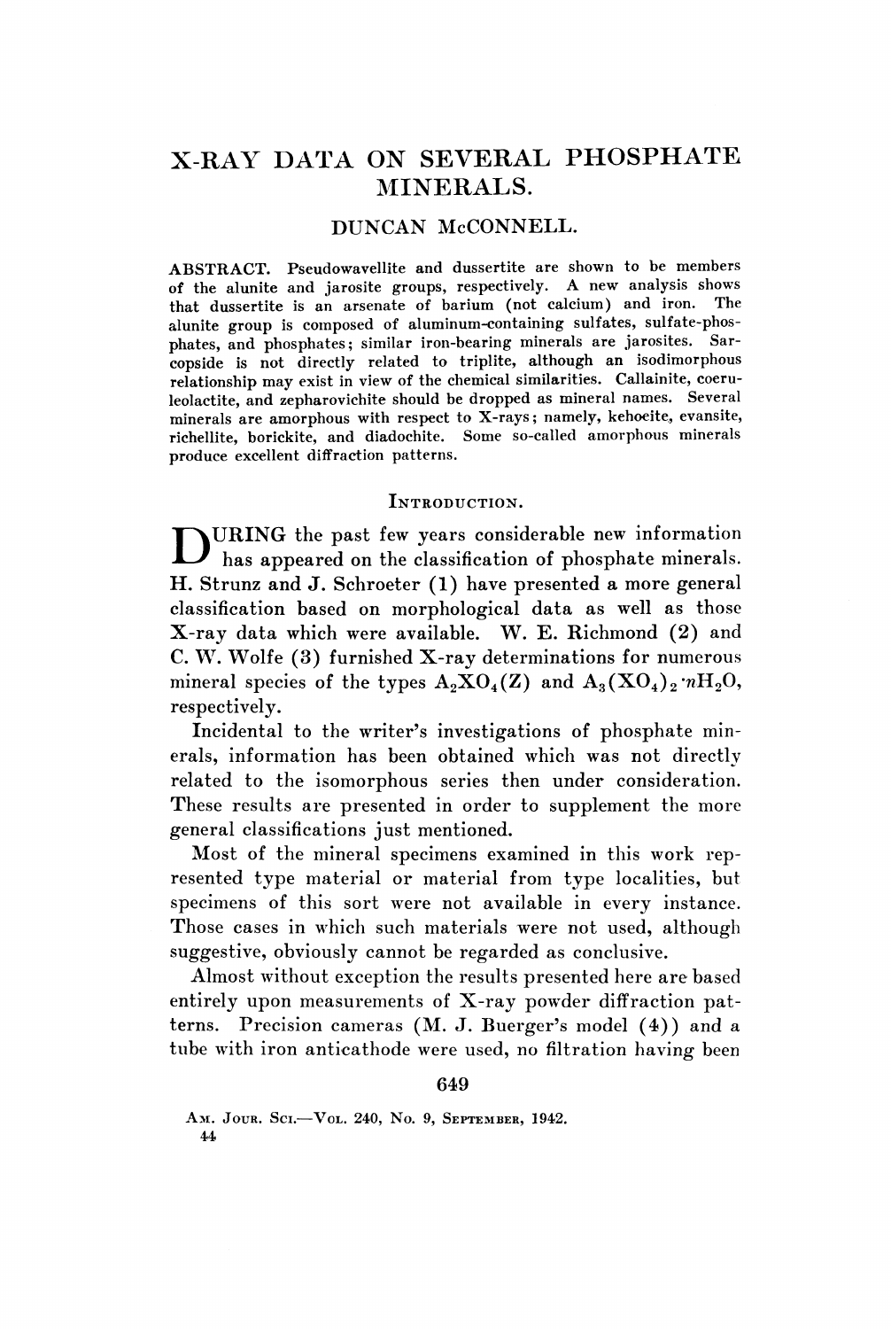# X-RAY DATA ON SEVERAL PHOSPHATE MINERALS.

## DUNCAN McCONNELL.

ABSTRACT. Pseudowavellite and dussertite are shown to be members of the alunite and jarosite groups, respectively. A new analysis shows that dussertite is an arsenate of barium (not calcium) and iron. The alunite group is composed of aluminum-containing sulfates, sulfate-phosphates, and phosphates; similar iron-bearing minerals are jarosites. Sarcopside is not directly related to triplite, although an isodimorphous relationship may exist in view of the chemical similarities. Callainite, coeruleolactite, and zepharovichite should be dropped as mineral names. Several minerals are amorphous with respect to X-rays; namely, kehoeite, evansite, richellite, borickite, and diadochite. Some so-called amorphous minerals produce excellent diffraction patterns.

### INTRODUCTION.

DURING the past few years considerable new information has appeared on the classification of phosphate minerals. H. Strunz and J. Schroeter (1) have presented a more general classification based on morphological data as well as those X-ray data which were available. W. E. Richmond (2) and C. W. Wolfe (3) furnished X-ray determinations for numerous mineral species of the types $A_2XO_4(Z)$ and $A_3(XO_4)_2 \cdot nH_2O$, respectively.

Incidental to the writer's investigations of phosphate minerals, information has been obtained which was not directly related to the isomorphous series then under consideration. These results are presented in order to supplement the more general classifications just mentioned.

Most of the mineral specimens examined in this work represented type material or material from type localities, but specimens of this sort were not available in every instance. Those cases in which such materials were not used, although suggestive, obviously cannot be regarded as conclusive.

Almost without exception the results presented here are based entirely upon measurements of X-ray powder diffraction patterns. Precision cameras (M. J. Buerger's model (4)) and a tube with iron anticathode were used, no filtration having been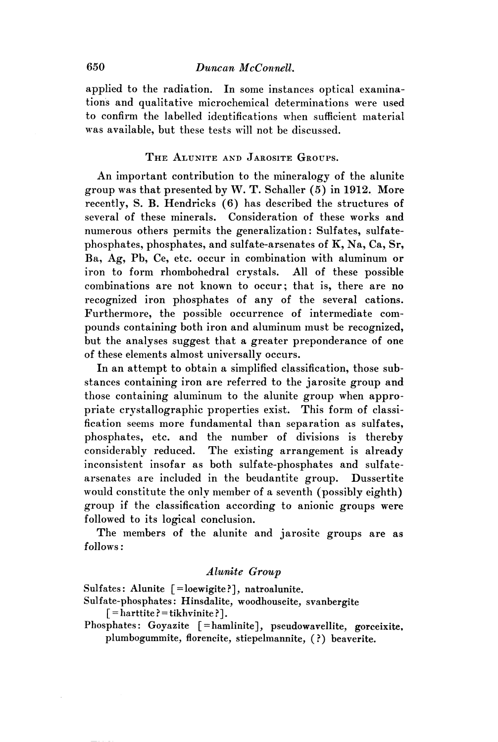applied to the radiation. In some instances optical examinations and qualitative microchemical determinations were used to confirm the labelled identifications when sufficient material was available, but these tests will not be discussed.

## The Alunite and Jarosite Groups.

An important contribution to the mineralogy of the alunite group was that presented by W. T. Schaller (5) in 1912. More recently, S. B. Hendricks (6) has described the structures of several of these minerals. Consideration of these works and numerous others permits the generalization: Sulfates, sulfate-phosphates, phosphates, and sulfate-arsenates of K, Na, Ca, Sr, Ba, Ag, Pb, Ce, etc. occur in combination with aluminum or iron to form rhombohedral crystals. All of these possible combinations are not known to occur; that is, there are no recognized iron phosphates of any of the several cations. Furthermore, the possible occurrence of intermediate compounds containing both iron and aluminum must be recognized, but the analyses suggest that a greater preponderance of one of these elements almost universally occurs.

In an attempt to obtain a simplified classification, those substances containing iron are referred to the jarosite group and those containing aluminum to the alunite group when appropriate crystallographic properties exist. This form of classification seems more fundamental than separation as sulfates, phosphates, etc. and the number of divisions is thereby considerably reduced. The existing arrangement is already inconsistent insofar as both sulfate-phosphates and sulfate-arsenates are included in the beudantite group. Dussertite would constitute the only member of a seventh (possibly eighth) group if the classification according to anionic groups were followed to its logical conclusion.

The members of the alunite and jarosite groups are as follows:

### *Alunite Group*

Sulfates: Alunite [=loewigite?], natroalunite.

Sulfate-phosphates: Hinsdalite, woodhouseite, svanbergite [=harttite?=tikhvinite?].

Phosphates: Goyazite [=hamlinite], pseudowavellite, gorceixite, plumbogummite, florencite, stiepelmannite, (?) beaverite.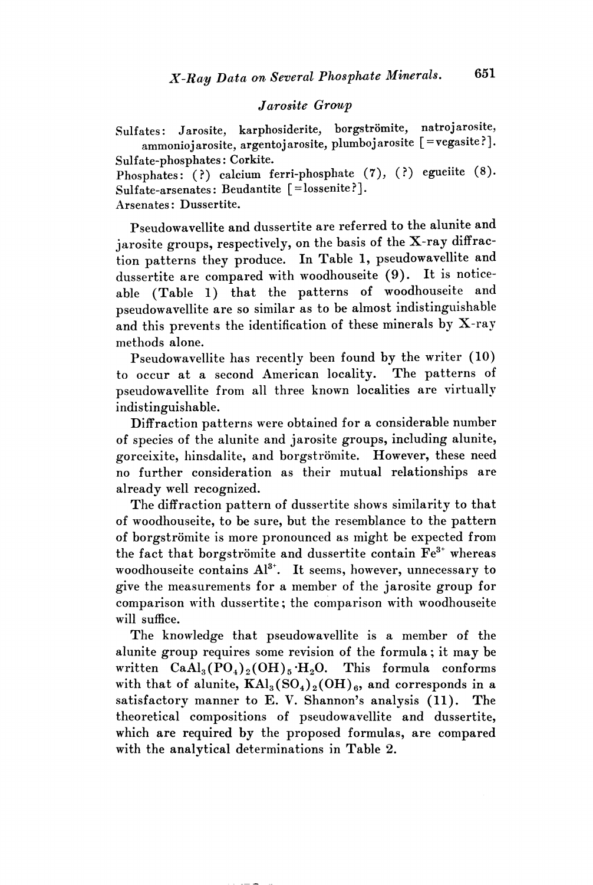### *Jarosite Group*

Sulfates: Jarosite, karphosiderite, borgströmite, natrojarosite, ammoniojarosite, argentojarosite, plumbojarosite [=vegasite?].
Sulfate-phosphates: Corkite.
Phosphates: (?) calcium ferri-phosphate (7), (?) egueiite (8).
Sulfate-arsenates: Beudantite [=lossenite?].
Arsenates: Dussertite.

Pseudowavellite and dussertite are referred to the alunite and jarosite groups, respectively, on the basis of the X-ray diffraction patterns they produce. In Table 1, pseudowavellite and dussertite are compared with woodhouseite (9). It is noticeable (Table 1) that the patterns of woodhouseite and pseudowavellite are so similar as to be almost indistinguishable and this prevents the identification of these minerals by X-ray methods alone.

Pseudowavellite has recently been found by the writer (10) to occur at a second American locality. The patterns of pseudowavellite from all three known localities are virtually indistinguishable.

Diffraction patterns were obtained for a considerable number of species of the alunite and jarosite groups, including alunite, gorceixite, hinsdalite, and borgströmite. However, these need no further consideration as their mutual relationships are already well recognized.

The diffraction pattern of dussertite shows similarity to that of woodhouseite, to be sure, but the resemblance to the pattern of borgströmite is more pronounced as might be expected from the fact that borgströmite and dussertite contain $Fe^{3+}$ whereas woodhouseite contains $Al^{3+}$. It seems, however, unnecessary to give the measurements for a member of the jarosite group for comparison with dussertite; the comparison with woodhouseite will suffice.

The knowledge that pseudowavellite is a member of the alunite group requires some revision of the formula; it may be written $CaAl_3(PO_4)_2(OH)_5 \cdot H_2O$. This formula conforms with that of alunite, $KAl_3(SO_4)_2(OH)_6$, and corresponds in a satisfactory manner to E. V. Shannon's analysis (11). The theoretical compositions of pseudowavellite and dussertite, which are required by the proposed formulas, are compared with the analytical determinations in Table 2.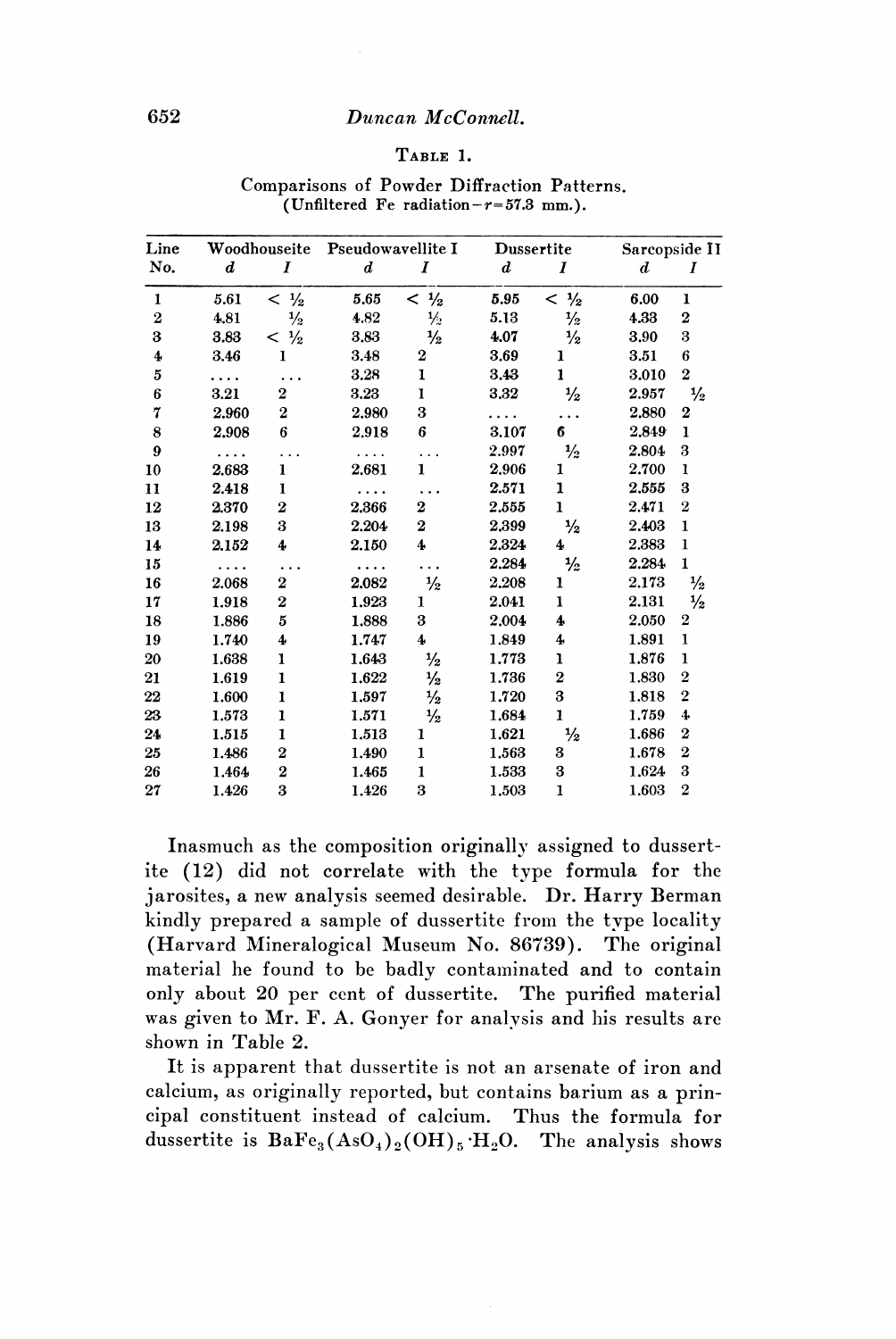TABLE 1.

Comparisons of Powder Diffraction Patterns.
(Unfiltered Fe radiation—$r=57.3$ mm.).

| Line No. | Woodhouseite | | Pseudowavellite I | | Dussertite | | Sarcopside II | |
|---|---|---|---|---|---|---|---|---|
| | $d$ | $I$ | $d$ | $I$ | $d$ | $I$ | $d$ | $I$ |
| 1 | 5.61 | < ½ | 5.65 | < ½ | 5.95 | < ½ | 6.00 | 1 |
| 2 | 4.81 | ½ | 4.82 | ½ | 5.13 | ½ | 4.33 | 2 |
| 3 | 3.83 | < ½ | 3.83 | ½ | 4.07 | ½ | 3.90 | 3 |
| 4 | 3.46 | 1 | 3.48 | 2 | 3.69 | 1 | 3.51 | 6 |
| 5 | .... | ... | 3.28 | 1 | 3.43 | 1 | 3.010 | 2 |
| 6 | 3.21 | 2 | 3.23 | 1 | 3.32 | ½ | 2.957 | ½ |
| 7 | 2.960 | 2 | 2.980 | 3 | .... | ... | 2.880 | 2 |
| 8 | 2.908 | 6 | 2.918 | 6 | 3.107 | 6 | 2.849 | 1 |
| 9 | .... | ... | .... | ... | 2.997 | ½ | 2.804 | 3 |
| 10 | 2.683 | 1 | 2.681 | 1 | 2.906 | 1 | 2.700 | 1 |
| 11 | 2.418 | 1 | .... | ... | 2.571 | 1 | 2.555 | 3 |
| 12 | 2.370 | 2 | 2.366 | 2 | 2.555 | 1 | 2.471 | 2 |
| 13 | 2.198 | 3 | 2.204 | 2 | 2.399 | ½ | 2.403 | 1 |
| 14 | 2.152 | 4 | 2.150 | 4 | 2.324 | 4 | 2.383 | 1 |
| 15 | .... | ... | .... | ... | 2.284 | ½ | 2.284 | 1 |
| 16 | 2.068 | 2 | 2.082 | ½ | 2.208 | 1 | 2.173 | ½ |
| 17 | 1.918 | 2 | 1.923 | 1 | 2.041 | 1 | 2.131 | ½ |
| 18 | 1.886 | 5 | 1.888 | 3 | 2.004 | 4 | 2.050 | 2 |
| 19 | 1.740 | 4 | 1.747 | 4 | 1.849 | 4 | 1.891 | 1 |
| 20 | 1.638 | 1 | 1.643 | ½ | 1.773 | 1 | 1.876 | 1 |
| 21 | 1.619 | 1 | 1.622 | ½ | 1.736 | 2 | 1.830 | 2 |
| 22 | 1.600 | 1 | 1.597 | ½ | 1.720 | 3 | 1.818 | 2 |
| 23 | 1.573 | 1 | 1.571 | ½ | 1.684 | 1 | 1.759 | 4 |
| 24 | 1.515 | 1 | 1.513 | 1 | 1.621 | ½ | 1.686 | 2 |
| 25 | 1.486 | 2 | 1.490 | 1 | 1.563 | 3 | 1.678 | 2 |
| 26 | 1.464 | 2 | 1.465 | 1 | 1.533 | 3 | 1.624 | 3 |
| 27 | 1.426 | 3 | 1.426 | 3 | 1.503 | 1 | 1.603 | 2 |

Inasmuch as the composition originally assigned to dussertite (12) did not correlate with the type formula for the jarosites, a new analysis seemed desirable. Dr. Harry Berman kindly prepared a sample of dussertite from the type locality (Harvard Mineralogical Museum No. 86739). The original material he found to be badly contaminated and to contain only about 20 per cent of dussertite. The purified material was given to Mr. F. A. Gonyer for analysis and his results are shown in Table 2.

It is apparent that dussertite is not an arsenate of iron and calcium, as originally reported, but contains barium as a principal constituent instead of calcium. Thus the formula for dussertite is $BaFe_3(AsO_4)_2(OH)_5 \cdot H_2O$. The analysis shows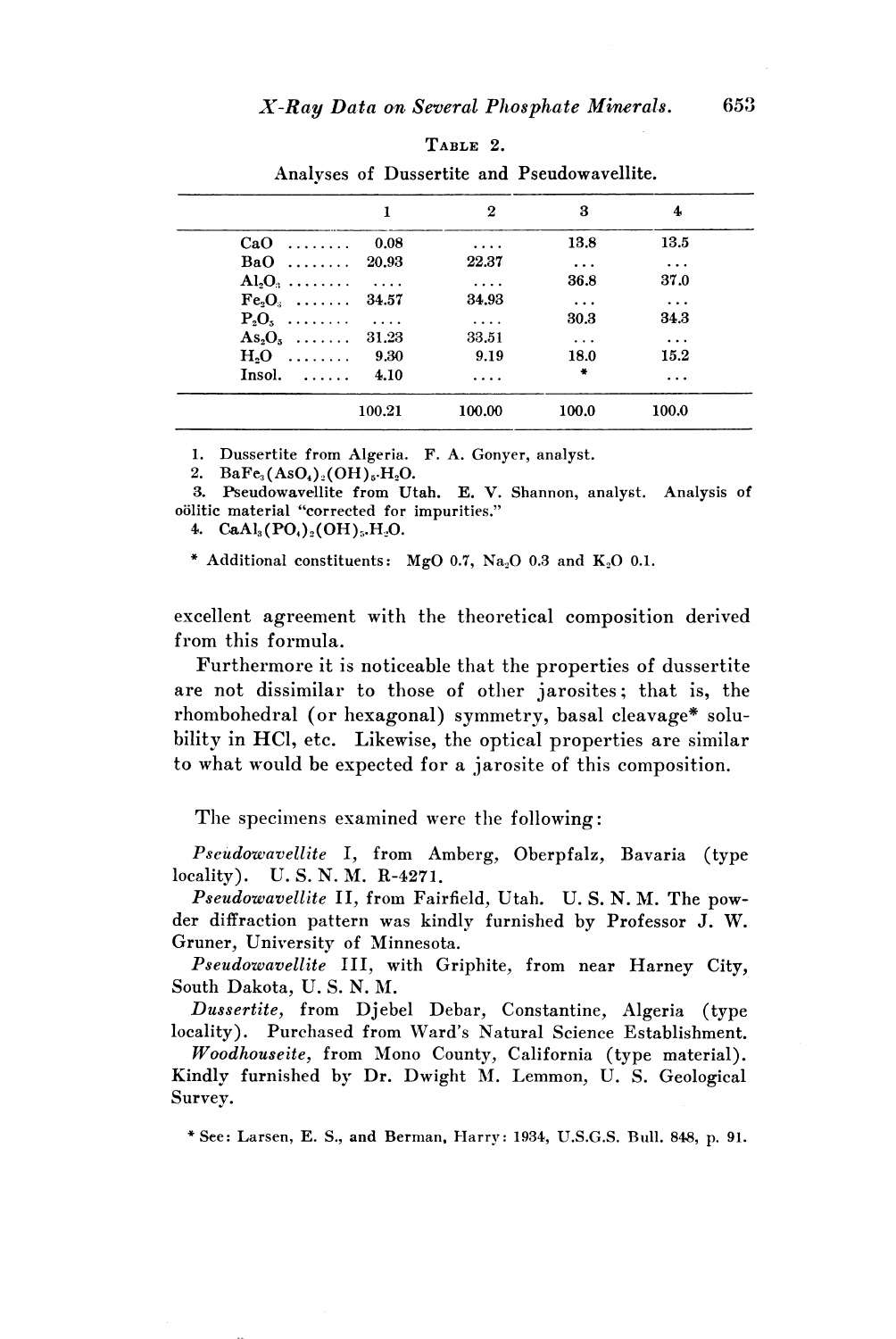TABLE 2.

Analyses of Dussertite and Pseudowavellite.

| | 1 | 2 | 3 | 4 |
|---|---|---|---|---|
| CaO ........ | 0.08 | .... | 13.8 | 13.5 |
| BaO ........ | 20.93 | 22.37 | ... | ... |
| $Al_2O_3$ ........ | .... | .... | 36.8 | 37.0 |
| $Fe_2O_3$ ....... | 34.57 | 34.93 | ... | ... |
| $P_2O_5$ ........ | .... | .... | 30.3 | 34.3 |
| $As_2O_5$ ....... | 31.23 | 33.51 | ... | ... |
| $H_2O$ ........ | 9.30 | 9.19 | 18.0 | 15.2 |
| Insol. ...... | 4.10 | .... | * | ... |
| | 100.21 | 100.00 | 100.0 | 100.0 |

1. Dussertite from Algeria. F. A. Gonyer, analyst.
2. $BaFe_3(AsO_4)_2(OH)_5 \cdot H_2O$.
3. Pseudowavellite from Utah. E. V. Shannon, analyst. Analysis of oölitic material "corrected for impurities."
4. $CaAl_3(PO_4)_2(OH)_5.H_2O$.

\* Additional constituents: MgO 0.7, $Na_2O$ 0.3 and $K_2O$ 0.1.

excellent agreement with the theoretical composition derived from this formula.

Furthermore it is noticeable that the properties of dussertite are not dissimilar to those of other jarosites; that is, the rhombohedral (or hexagonal) symmetry, basal cleavage* solubility in HCl, etc. Likewise, the optical properties are similar to what would be expected for a jarosite of this composition.

The specimens examined were the following:

*Pseudowavellite* I, from Amberg, Oberpfalz, Bavaria (type locality). U. S. N. M. R-4271.

*Pseudowavellite* II, from Fairfield, Utah. U. S. N. M. The powder diffraction pattern was kindly furnished by Professor J. W. Gruner, University of Minnesota.

*Pseudowavellite* III, with Griphite, from near Harney City, South Dakota, U. S. N. M.

*Dussertite,* from Djebel Debar, Constantine, Algeria (type locality). Purchased from Ward's Natural Science Establishment.

*Woodhouseite,* from Mono County, California (type material). Kindly furnished by Dr. Dwight M. Lemmon, U. S. Geological Survey.

\* See: Larsen, E. S., and Berman, Harry: 1934, U.S.G.S. Bull. 848, p. 91.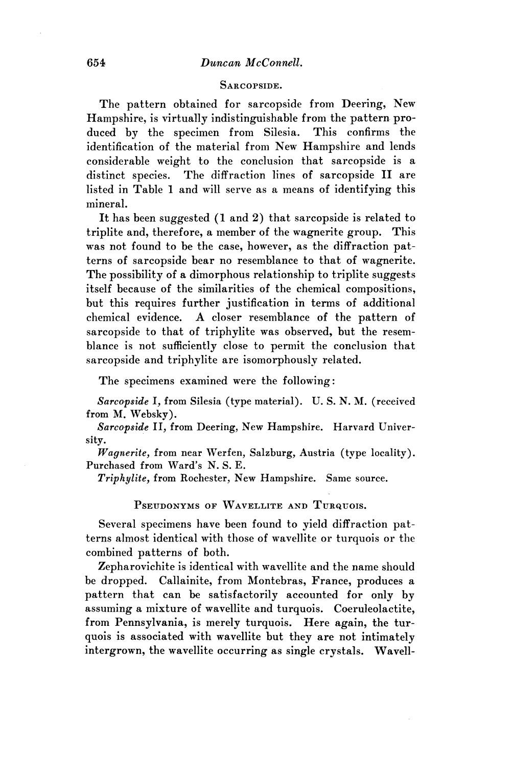## Sarcopside.

The pattern obtained for sarcopside from Deering, New Hampshire, is virtually indistinguishable from the pattern produced by the specimen from Silesia. This confirms the identification of the material from New Hampshire and lends considerable weight to the conclusion that sarcopside is a distinct species. The diffraction lines of sarcopside II are listed in Table 1 and will serve as a means of identifying this mineral.

It has been suggested (1 and 2) that sarcopside is related to triplite and, therefore, a member of the wagnerite group. This was not found to be the case, however, as the diffraction patterns of sarcopside bear no resemblance to that of wagnerite. The possibility of a dimorphous relationship to triplite suggests itself because of the similarities of the chemical compositions, but this requires further justification in terms of additional chemical evidence. A closer resemblance of the pattern of sarcopside to that of triphylite was observed, but the resemblance is not sufficiently close to permit the conclusion that sarcopside and triphylite are isomorphously related.

The specimens examined were the following:

*Sarcopside* I, from Silesia (type material). U. S. N. M. (received from M. Websky).

*Sarcopside* II, from Deering, New Hampshire. Harvard University.

*Wagnerite,* from near Werfen, Salzburg, Austria (type locality). Purchased from Ward's N. S. E.

*Triphylite,* from Rochester, New Hampshire. Same source.

## Pseudonyms of Wavellite and Turquois.

Several specimens have been found to yield diffraction patterns almost identical with those of wavellite or turquois or the combined patterns of both.

Zepharovichite is identical with wavellite and the name should be dropped. Callainite, from Montebras, France, produces a pattern that can be satisfactorily accounted for only by assuming a mixture of wavellite and turquois. Coeruleolactite, from Pennsylvania, is merely turquois. Here again, the turquois is associated with wavellite but they are not intimately intergrown, the wavellite occurring as single crystals. Wavell-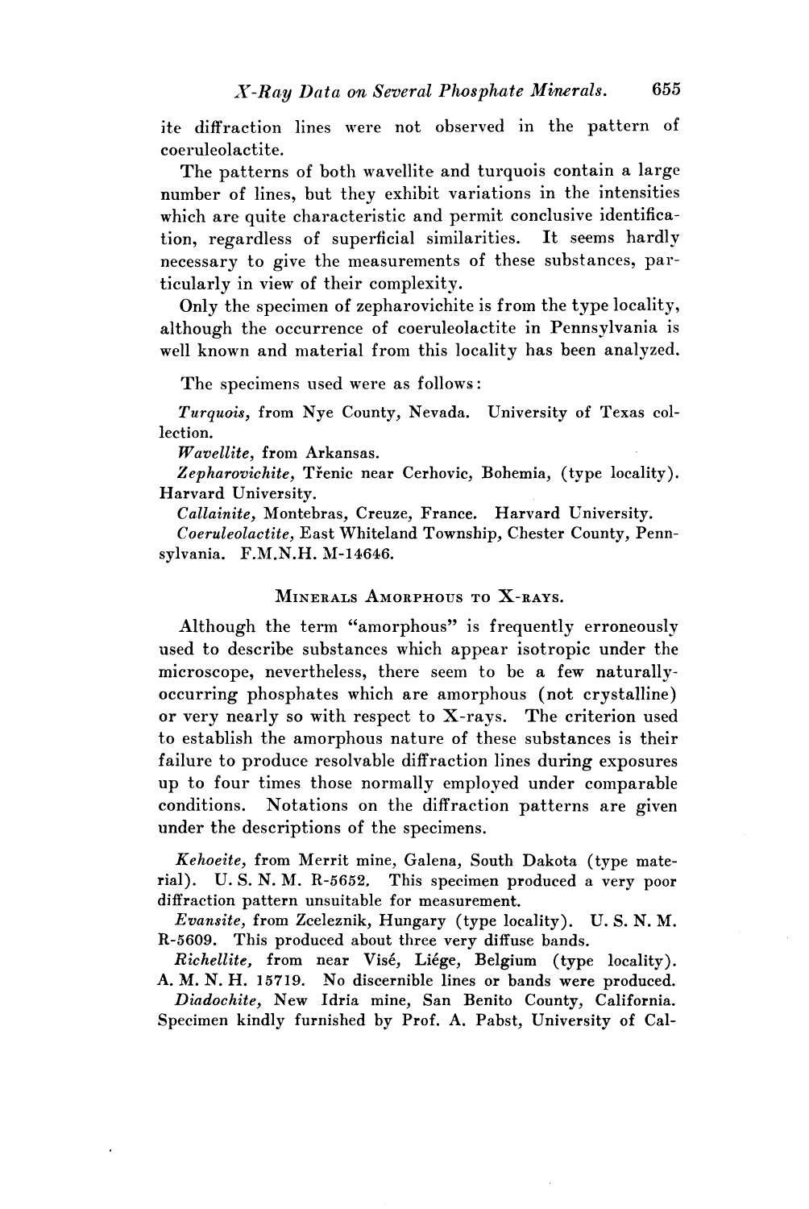ite diffraction lines were not observed in the pattern of coeruleolactite.

The patterns of both wavellite and turquois contain a large number of lines, but they exhibit variations in the intensities which are quite characteristic and permit conclusive identification, regardless of superficial similarities. It seems hardly necessary to give the measurements of these substances, particularly in view of their complexity.

Only the specimen of zepharovichite is from the type locality, although the occurrence of coeruleolactite in Pennsylvania is well known and material from this locality has been analyzed.

The specimens used were as follows:

*Turquois,* from Nye County, Nevada. University of Texas collection.

*Wavellite,* from Arkansas.

*Zepharovichite,* Třenic near Cerhovic, Bohemia, (type locality). Harvard University.

*Callainite,* Montebras, Creuze, France. Harvard University.

*Coeruleolactite,* East Whiteland Township, Chester County, Pennsylvania. F.M.N.H. M-14646.

## Minerals Amorphous to X-rays.

Although the term "amorphous" is frequently erroneously used to describe substances which appear isotropic under the microscope, nevertheless, there seem to be a few naturally-occurring phosphates which are amorphous (not crystalline) or very nearly so with respect to X-rays. The criterion used to establish the amorphous nature of these substances is their failure to produce resolvable diffraction lines during exposures up to four times those normally employed under comparable conditions. Notations on the diffraction patterns are given under the descriptions of the specimens.

*Kehoeite,* from Merrit mine, Galena, South Dakota (type material). U. S. N. M. R-5652. This specimen produced a very poor diffraction pattern unsuitable for measurement.

*Evansite,* from Zceleznik, Hungary (type locality). U. S. N. M. R-5609. This produced about three very diffuse bands.

*Richellite,* from near Visé, Liége, Belgium (type locality). A. M. N. H. 15719. No discernible lines or bands were produced.

*Diadochite,* New Idria mine, San Benito County, California. Specimen kindly furnished by Prof. A. Pabst, University of Cal-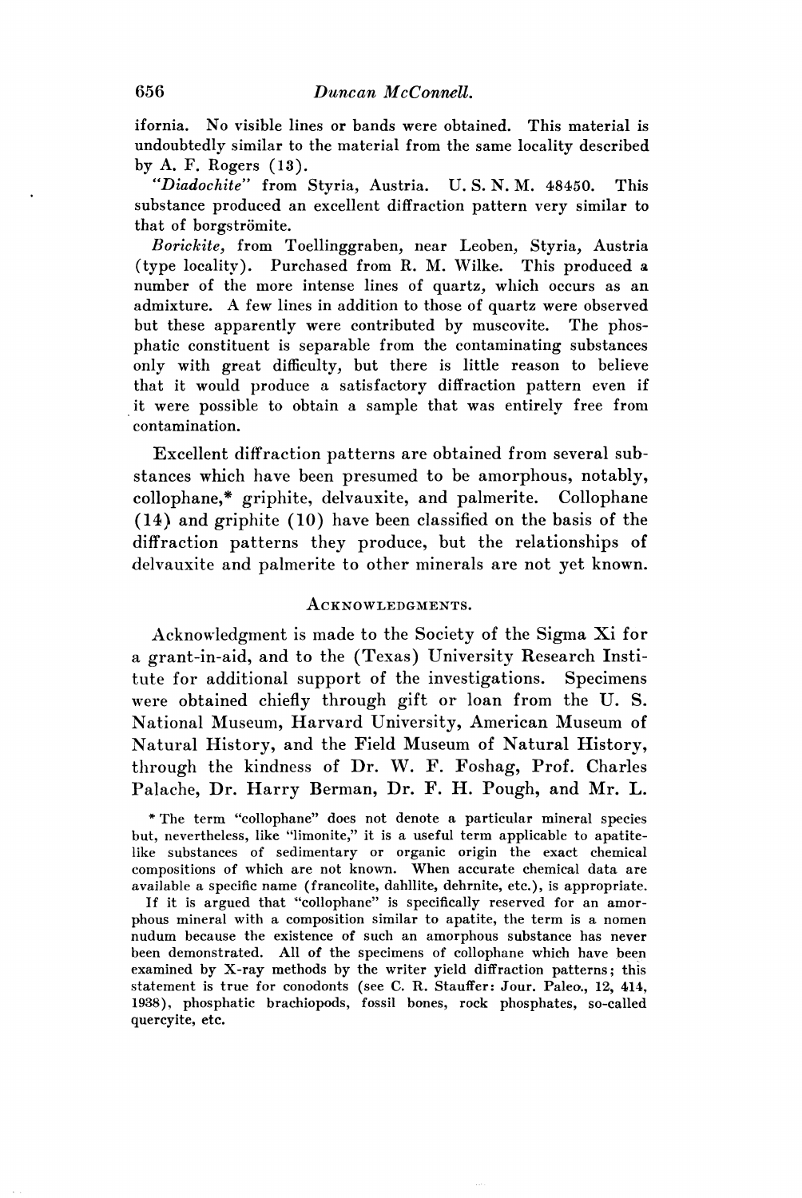ifornia. No visible lines or bands were obtained. This material is undoubtedly similar to the material from the same locality described by A. F. Rogers (13).

*"Diadochite"* from Styria, Austria. U. S. N. M. 48450. This substance produced an excellent diffraction pattern very similar to that of borgströmite.

*Borickite*, from Toellinggraben, near Leoben, Styria, Austria (type locality). Purchased from R. M. Wilke. This produced a number of the more intense lines of quartz, which occurs as an admixture. A few lines in addition to those of quartz were observed but these apparently were contributed by muscovite. The phosphatic constituent is separable from the contaminating substances only with great difficulty, but there is little reason to believe that it would produce a satisfactory diffraction pattern even if it were possible to obtain a sample that was entirely free from contamination.

Excellent diffraction patterns are obtained from several substances which have been presumed to be amorphous, notably, collophane,* griphite, delvauxite, and palmerite. Collophane (14) and griphite (10) have been classified on the basis of the diffraction patterns they produce, but the relationships of delvauxite and palmerite to other minerals are not yet known.

## Acknowledgments.

Acknowledgment is made to the Society of the Sigma Xi for a grant-in-aid, and to the (Texas) University Research Institute for additional support of the investigations. Specimens were obtained chiefly through gift or loan from the U. S. National Museum, Harvard University, American Museum of Natural History, and the Field Museum of Natural History, through the kindness of Dr. W. F. Foshag, Prof. Charles Palache, Dr. Harry Berman, Dr. F. H. Pough, and Mr. L.

* The term "collophane" does not denote a particular mineral species but, nevertheless, like "limonite," it is a useful term applicable to apatite-like substances of sedimentary or organic origin the exact chemical compositions of which are not known. When accurate chemical data are available a specific name (francolite, dahllite, dehrnite, etc.), is appropriate. If it is argued that "collophane" is specifically reserved for an amorphous mineral with a composition similar to apatite, the term is a nomen nudum because the existence of such an amorphous substance has never been demonstrated. All of the specimens of collophane which have been examined by X-ray methods by the writer yield diffraction patterns; this statement is true for conodonts (see C. R. Stauffer: Jour. Paleo., 12, 414, 1938), phosphatic brachiopods, fossil bones, rock phosphates, so-called quercyite, etc.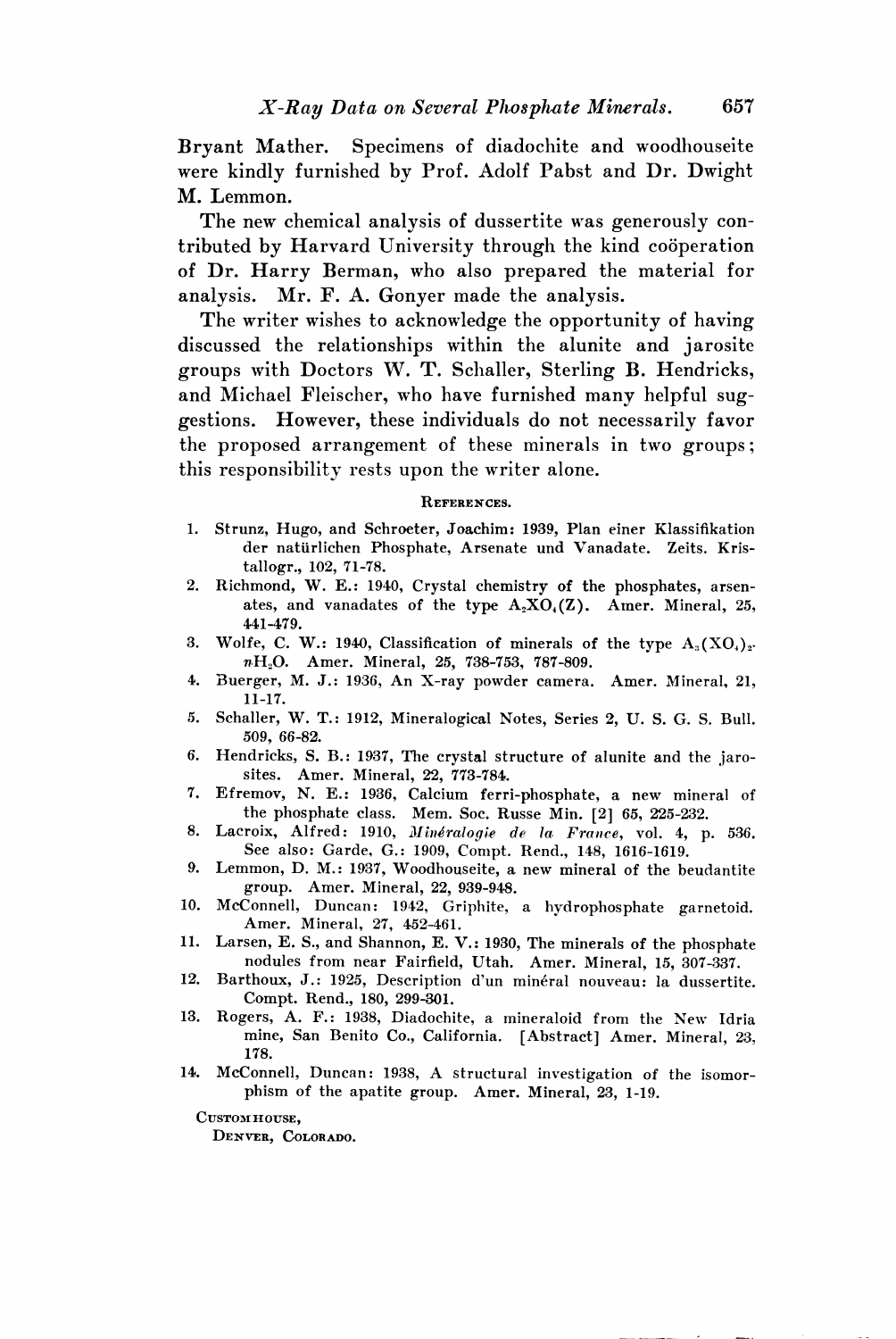Bryant Mather. Specimens of diadochite and woodhouseite were kindly furnished by Prof. Adolf Pabst and Dr. Dwight M. Lemmon.

The new chemical analysis of dussertite was generously contributed by Harvard University through the kind coöperation of Dr. Harry Berman, who also prepared the material for analysis. Mr. F. A. Gonyer made the analysis.

The writer wishes to acknowledge the opportunity of having discussed the relationships within the alunite and jarosite groups with Doctors W. T. Schaller, Sterling B. Hendricks, and Michael Fleischer, who have furnished many helpful suggestions. However, these individuals do not necessarily favor the proposed arrangement of these minerals in two groups; this responsibility rests upon the writer alone.

## References.

1. Strunz, Hugo, and Schroeter, Joachim: 1939, Plan einer Klassifikation der natürlichen Phosphate, Arsenate und Vanadate. Zeits. Kristallogr., 102, 71-78.
2. Richmond, W. E.: 1940, Crystal chemistry of the phosphates, arsenates, and vanadates of the type $A_2XO_4(Z)$. Amer. Mineral, 25, 441-479.
3. Wolfe, C. W.: 1940, Classification of minerals of the type $A_3(XO_4)_2 \cdot nH_2O$. Amer. Mineral, 25, 738-753, 787-809.
4. Buerger, M. J.: 1936, An X-ray powder camera. Amer. Mineral, 21, 11-17.
5. Schaller, W. T.: 1912, Mineralogical Notes, Series 2, U. S. G. S. Bull. 509, 66-82.
6. Hendricks, S. B.: 1937, The crystal structure of alunite and the jarosites. Amer. Mineral, 22, 773-784.
7. Efremov, N. E.: 1936, Calcium ferri-phosphate, a new mineral of the phosphate class. Mem. Soc. Russe Min. [2] 65, 225-232.
8. Lacroix, Alfred: 1910, *Minéralogie de la France*, vol. 4, p. 536. See also: Garde, G.: 1909, Compt. Rend., 148, 1616-1619.
9. Lemmon, D. M.: 1937, Woodhouseite, a new mineral of the beudantite group. Amer. Mineral, 22, 939-948.
10. McConnell, Duncan: 1942, Griphite, a hydrophosphate garnetoid. Amer. Mineral, 27, 452-461.
11. Larsen, E. S., and Shannon, E. V.: 1930, The minerals of the phosphate nodules from near Fairfield, Utah. Amer. Mineral, 15, 307-337.
12. Barthoux, J.: 1925, Description d'un minéral nouveau: la dussertite. Compt. Rend., 180, 299-301.
13. Rogers, A. F.: 1938, Diadochite, a mineraloid from the New Idria mine, San Benito Co., California. [Abstract] Amer. Mineral, 23, 178.
14. McConnell, Duncan: 1938, A structural investigation of the isomorphism of the apatite group. Amer. Mineral, 23, 1-19.

Customhouse,
Denver, Colorado.